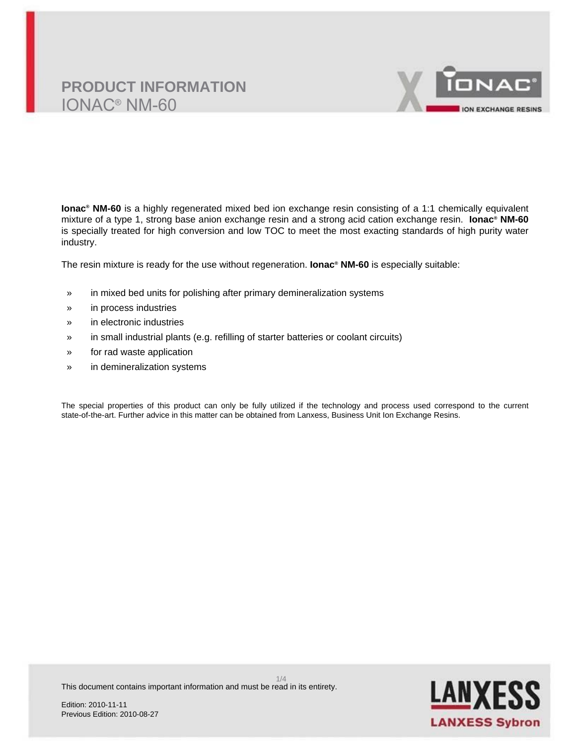# PRODUCT INFORMATION
## IONAC® NM-60

**Ionac® NM-60** is a highly regenerated mixed bed ion exchange resin consisting of a 1:1 chemically equivalent mixture of a type 1, strong base anion exchange resin and a strong acid cation exchange resin. **Ionac® NM-60** is specially treated for high conversion and low TOC to meet the most exacting standards of high purity water industry.

The resin mixture is ready for the use without regeneration. **Ionac® NM-60** is especially suitable:

- in mixed bed units for polishing after primary demineralization systems
- in process industries
- in electronic industries
- in small industrial plants (e.g. refilling of starter batteries or coolant circuits)
- for rad waste application
- in demineralization systems

The special properties of this product can only be fully utilized if the technology and process used correspond to the current state-of-the-art. Further advice in this matter can be obtained from Lanxess, Business Unit Ion Exchange Resins.

This document contains important information and must be read in its entirety.

Edition: 2010-11-11
Previous Edition: 2010-08-27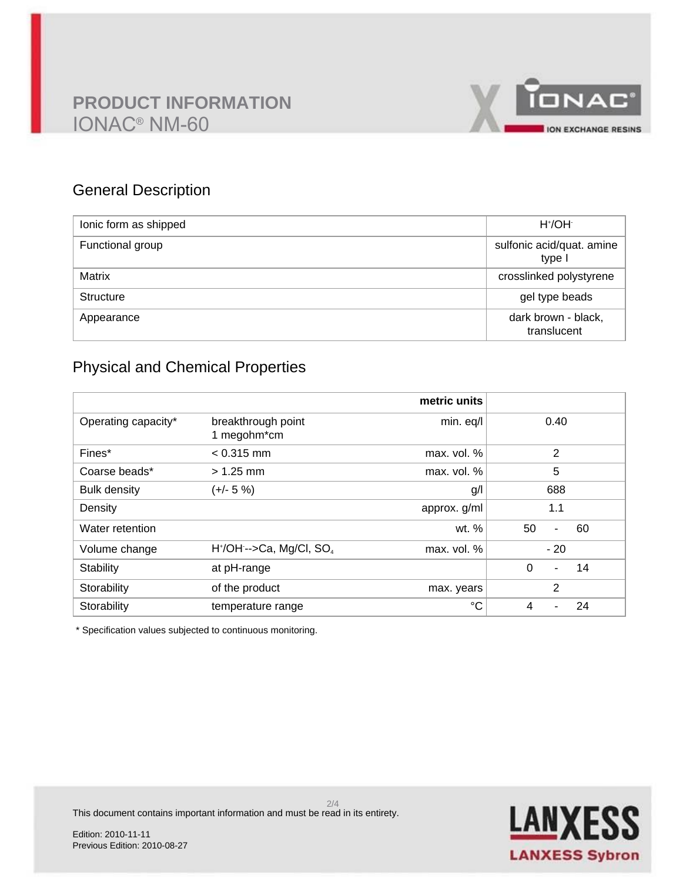# PRODUCT INFORMATION
## IONAC® NM-60

## General Description

| | |
|---|---|
| Ionic form as shipped | $H^+/OH^-$ |
| Functional group | sulfonic acid/quat. amine type I |
| Matrix | crosslinked polystyrene |
| Structure | gel type beads |
| Appearance | dark brown - black, translucent |

## Physical and Chemical Properties

| | | metric units | |
|---|---|---|---|
| Operating capacity* | breakthrough point 1 megohm*cm | min. eq/l | 0.40 |
| Fines* | < 0.315 mm | max. vol. % | 2 |
| Coarse beads* | > 1.25 mm | max. vol. % | 5 |
| Bulk density | (+/- 5 %) | g/l | 688 |
| Density | | approx. g/ml | 1.1 |
| Water retention | | wt. % | 50 - 60 |
| Volume change | $H^+/OH^-$-->Ca, Mg/Cl, $SO_4$ | max. vol. % | - 20 |
| Stability | at pH-range | | 0 - 14 |
| Storability | of the product | max. years | 2 |
| Storability | temperature range | °C | 4 - 24 |

* Specification values subjected to continuous monitoring.

This document contains important information and must be read in its entirety.

Edition: 2010-11-11
Previous Edition: 2010-08-27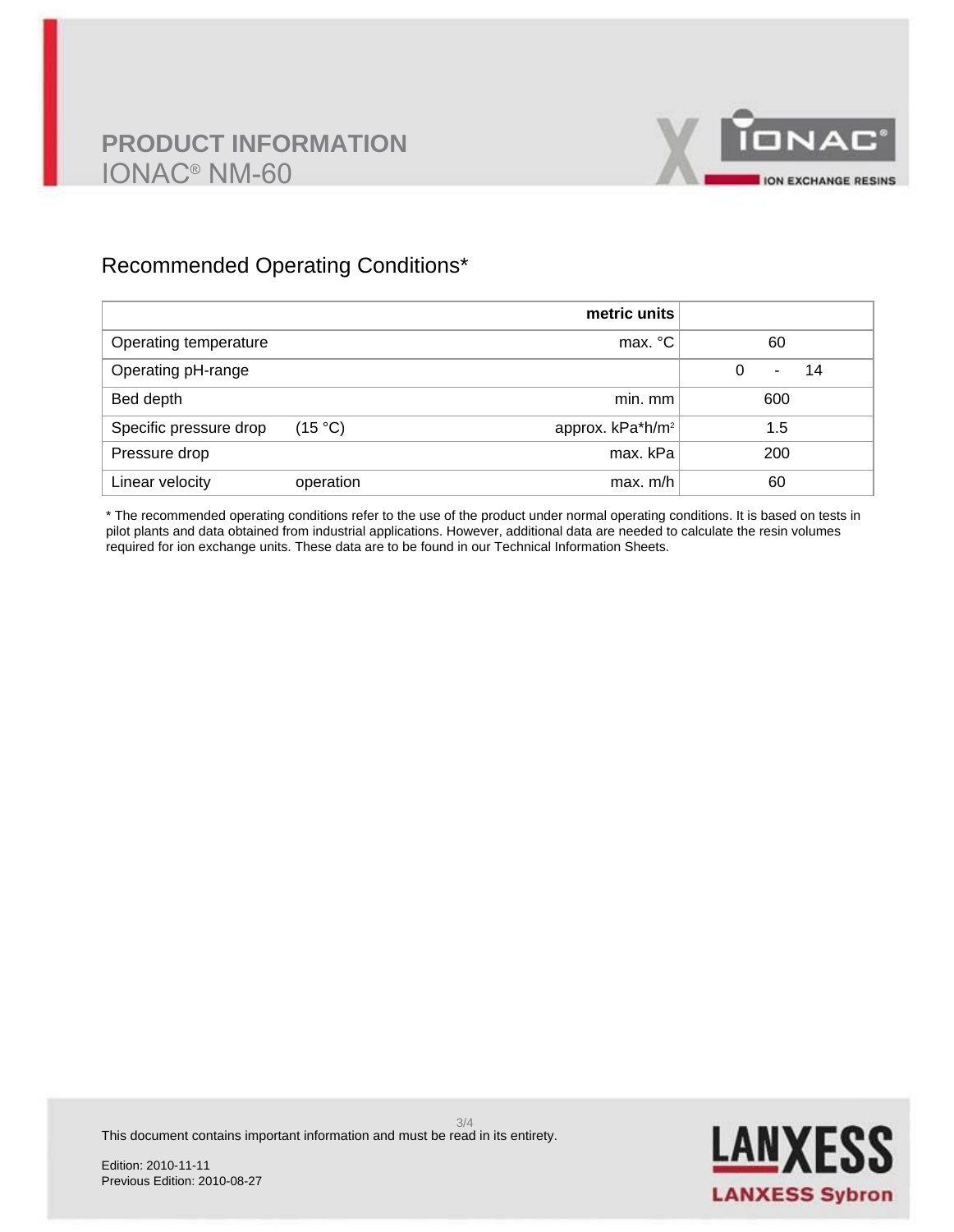# PRODUCT INFORMATION
# IONAC® NM-60

## Recommended Operating Conditions*

| | | metric units | |
|---|---|---|---|
| Operating temperature | | max. °C | 60 |
| Operating pH-range | | | 0 - 14 |
| Bed depth | | min. mm | 600 |
| Specific pressure drop | (15 °C) | approx. kPa*h/m² | 1.5 |
| Pressure drop | | max. kPa | 200 |
| Linear velocity | operation | max. m/h | 60 |

* The recommended operating conditions refer to the use of the product under normal operating conditions. It is based on tests in pilot plants and data obtained from industrial applications. However, additional data are needed to calculate the resin volumes required for ion exchange units. These data are to be found in our Technical Information Sheets.

This document contains important information and must be read in its entirety.

Edition: 2010-11-11
Previous Edition: 2010-08-27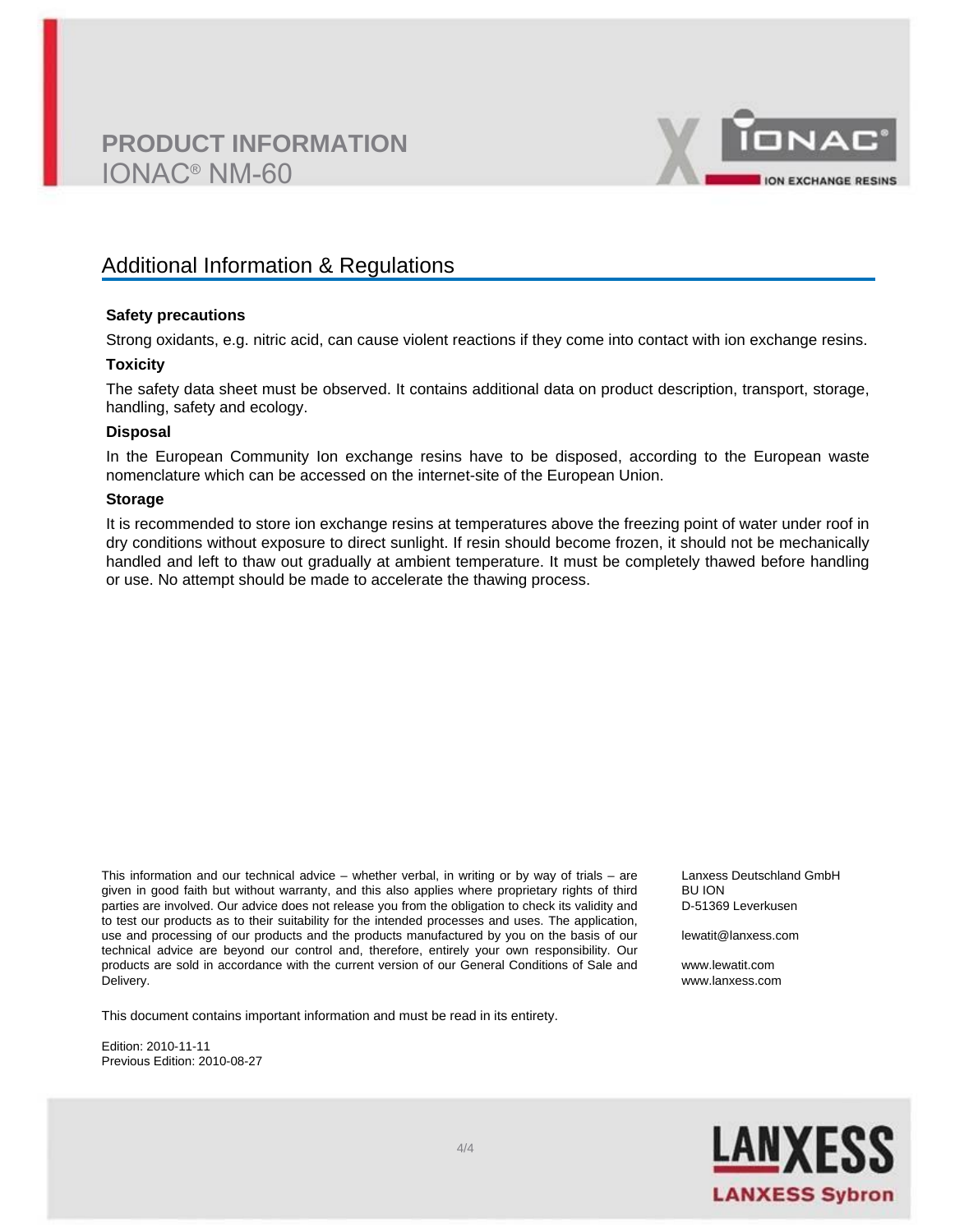# PRODUCT INFORMATION
IONAC® NM-60

## Additional Information & Regulations

**Safety precautions**

Strong oxidants, e.g. nitric acid, can cause violent reactions if they come into contact with ion exchange resins.

**Toxicity**

The safety data sheet must be observed. It contains additional data on product description, transport, storage, handling, safety and ecology.

**Disposal**

In the European Community Ion exchange resins have to be disposed, according to the European waste nomenclature which can be accessed on the internet-site of the European Union.

**Storage**

It is recommended to store ion exchange resins at temperatures above the freezing point of water under roof in dry conditions without exposure to direct sunlight. If resin should become frozen, it should not be mechanically handled and left to thaw out gradually at ambient temperature. It must be completely thawed before handling or use. No attempt should be made to accelerate the thawing process.

This information and our technical advice – whether verbal, in writing or by way of trials – are given in good faith but without warranty, and this also applies where proprietary rights of third parties are involved. Our advice does not release you from the obligation to check its validity and to test our products as to their suitability for the intended processes and uses. The application, use and processing of our products and the products manufactured by you on the basis of our technical advice are beyond our control and, therefore, entirely your own responsibility. Our products are sold in accordance with the current version of our General Conditions of Sale and Delivery.

Lanxess Deutschland GmbH
BU ION
D-51369 Leverkusen

lewatit@lanxess.com

www.lewatit.com
www.lanxess.com

This document contains important information and must be read in its entirety.

Edition: 2010-11-11
Previous Edition: 2010-08-27